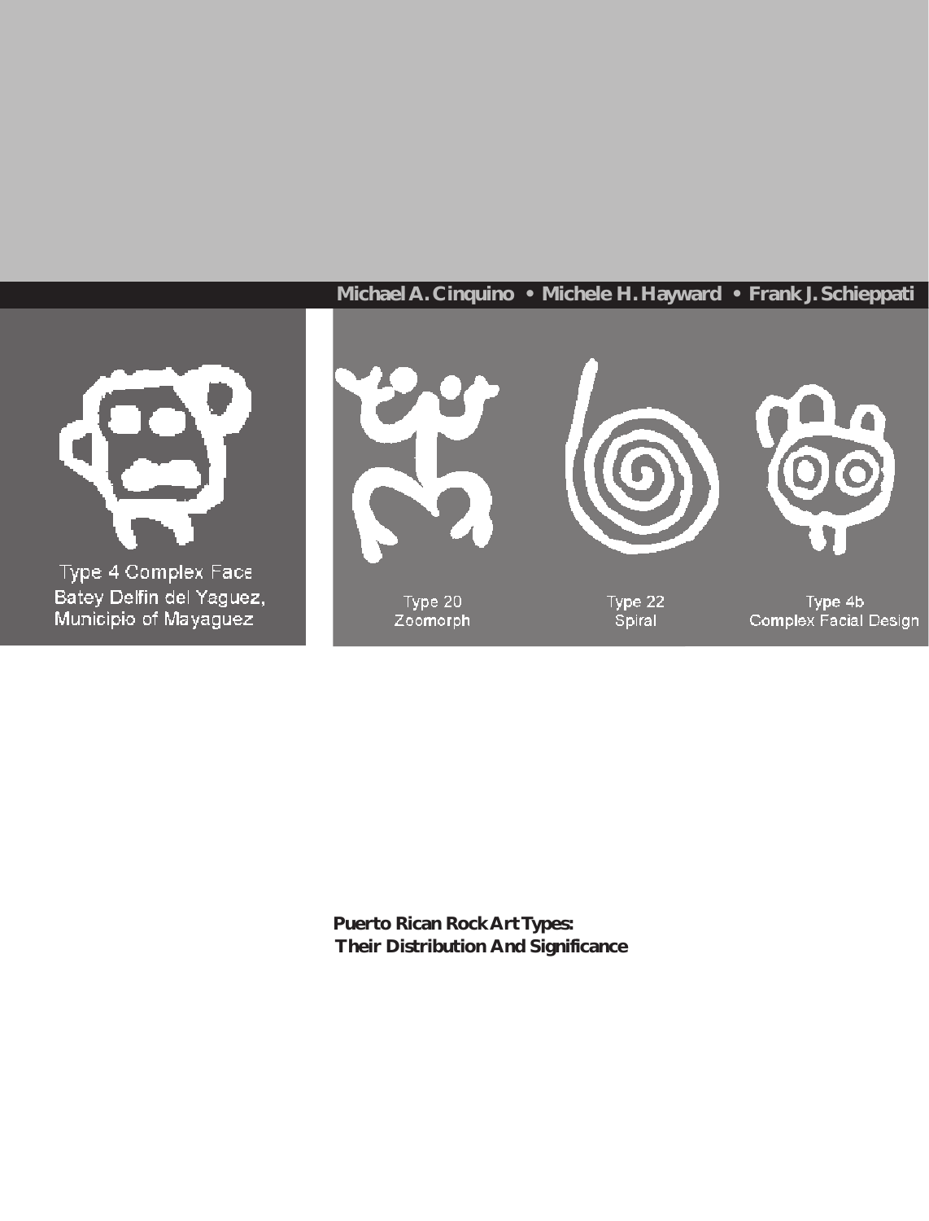Michael A. Cinquino • Michele H. Hayward • Frank J. Schieppati

Type 4 Complex Face
Batey Delfin del Yaguez,
Municipio of Mayaguez

Type 20
Zoomorph

Type 22
Spiral

Type 4b
Complex Facial Design

# Puerto Rican Rock Art Types: Their Distribution And Significance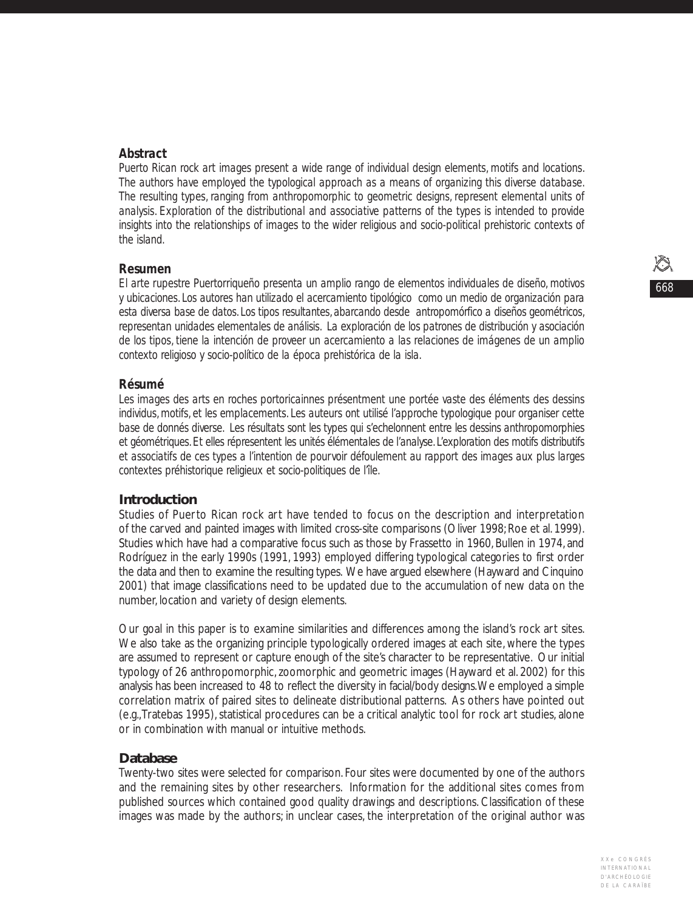### Abstract

*Puerto Rican rock art images present a wide range of individual design elements, motifs and locations. The authors have employed the typological approach as a means of organizing this diverse database. The resulting types, ranging from anthropomorphic to geometric designs, represent elemental units of analysis. Exploration of the distributional and associative patterns of the types is intended to provide insights into the relationships of images to the wider religious and socio-political prehistoric contexts of the island.*

### Resumen

*El arte rupestre Puertorriqueño presenta un amplio rango de elementos individuales de diseño, motivos y ubicaciones. Los autores han utilizado el acercamiento tipológico como un medio de organización para esta diversa base de datos. Los tipos resultantes, abarcando desde antropomórfico a diseños geométricos, representan unidades elementales de análisis. La exploración de los patrones de distribución y asociación de los tipos, tiene la intención de proveer un acercamiento a las relaciones de imágenes de un amplio contexto religioso y socio-político de la época prehistórica de la isla.*

### Résumé

*Les images des arts en roches portoricainnes présentment une portée vaste des éléments des dessins individus, motifs, et les emplacements. Les auteurs ont utilisé l'approche typologique pour organiser cette base de donnés diverse. Les résultats sont les types qui s'echelonnent entre les dessins anthropomorphies et géométriques. Et elles répresentent les unités élémentales de l'analyse. L'exploration des motifs distributifs et associatifs de ces types a l'intention de pourvoir défoulement au rapport des images aux plus larges contextes préhistorique religieux et socio-politiques de l'île.*

## Introduction

Studies of Puerto Rican rock art have tended to focus on the description and interpretation of the carved and painted images with limited cross-site comparisons (Oliver 1998; Roe et al. 1999). Studies which have had a comparative focus such as those by Frassetto in 1960, Bullen in 1974, and Rodríguez in the early 1990s (1991, 1993) employed differing typological categories to first order the data and then to examine the resulting types. We have argued elsewhere (Hayward and Cinquino 2001) that image classifications need to be updated due to the accumulation of new data on the number, location and variety of design elements.

Our goal in this paper is to examine similarities and differences among the island's rock art sites. We also take as the organizing principle typologically ordered images at each site, where the types are assumed to represent or capture enough of the site's character to be representative. Our initial typology of 26 anthropomorphic, zoomorphic and geometric images (Hayward et al. 2002) for this analysis has been increased to 48 to reflect the diversity in facial/body designs. We employed a simple correlation matrix of paired sites to delineate distributional patterns. As others have pointed out (e.g., Tratebas 1995), statistical procedures can be a critical analytic tool for rock art studies, alone or in combination with manual or intuitive methods.

## Database

Twenty-two sites were selected for comparison. Four sites were documented by one of the authors and the remaining sites by other researchers. Information for the additional sites comes from published sources which contained good quality drawings and descriptions. Classification of these images was made by the authors; in unclear cases, the interpretation of the original author was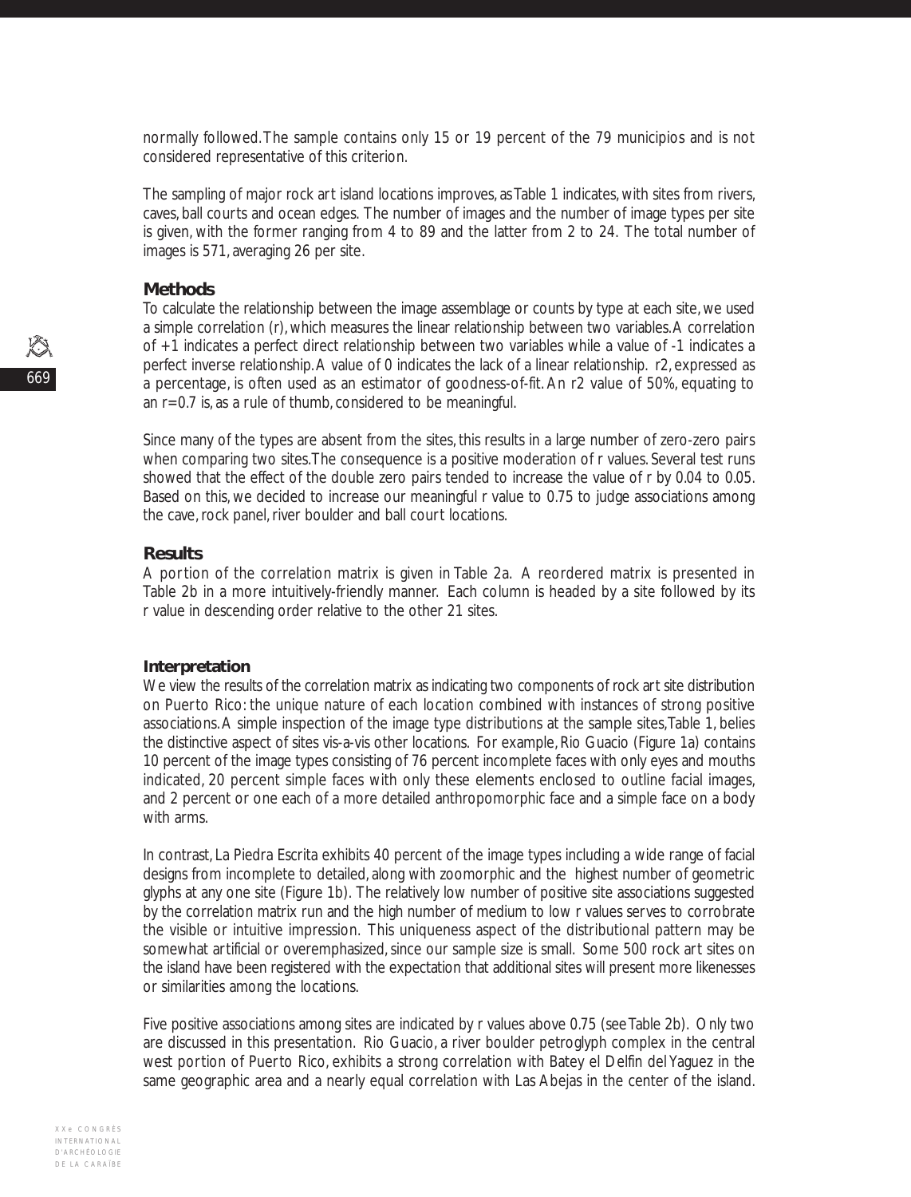normally followed. The sample contains only 15 or 19 percent of the 79 municipios and is not considered representative of this criterion.

The sampling of major rock art island locations improves, as Table 1 indicates, with sites from rivers, caves, ball courts and ocean edges. The number of images and the number of image types per site is given, with the former ranging from 4 to 89 and the latter from 2 to 24. The total number of images is 571, averaging 26 per site.

### Methods

To calculate the relationship between the image assemblage or counts by type at each site, we used a simple correlation (r), which measures the linear relationship between two variables. A correlation of +1 indicates a perfect direct relationship between two variables while a value of -1 indicates a perfect inverse relationship. A value of 0 indicates the lack of a linear relationship. r2, expressed as a percentage, is often used as an estimator of goodness-of-fit. An r2 value of 50%, equating to an r=0.7 is, as a rule of thumb, considered to be meaningful.

Since many of the types are absent from the sites, this results in a large number of zero-zero pairs when comparing two sites. The consequence is a positive moderation of r values. Several test runs showed that the effect of the double zero pairs tended to increase the value of r by 0.04 to 0.05. Based on this, we decided to increase our meaningful r value to 0.75 to judge associations among the cave, rock panel, river boulder and ball court locations.

### Results

A portion of the correlation matrix is given in Table 2a. A reordered matrix is presented in Table 2b in a more intuitively-friendly manner. Each column is headed by a site followed by its r value in descending order relative to the other 21 sites.

### Interpretation

We view the results of the correlation matrix as indicating two components of rock art site distribution on Puerto Rico: the unique nature of each location combined with instances of strong positive associations. A simple inspection of the image type distributions at the sample sites, Table 1, belies the distinctive aspect of sites vis-a-vis other locations. For example, Rio Guacio (Figure 1a) contains 10 percent of the image types consisting of 76 percent incomplete faces with only eyes and mouths indicated, 20 percent simple faces with only these elements enclosed to outline facial images, and 2 percent or one each of a more detailed anthropomorphic face and a simple face on a body with arms.

In contrast, La Piedra Escrita exhibits 40 percent of the image types including a wide range of facial designs from incomplete to detailed, along with zoomorphic and the highest number of geometric glyphs at any one site (Figure 1b). The relatively low number of positive site associations suggested by the correlation matrix run and the high number of medium to low r values serves to corrobrate the visible or intuitive impression. This uniqueness aspect of the distributional pattern may be somewhat artificial or overemphasized, since our sample size is small. Some 500 rock art sites on the island have been registered with the expectation that additional sites will present more likenesses or similarities among the locations.

Five positive associations among sites are indicated by r values above 0.75 (see Table 2b). Only two are discussed in this presentation. Rio Guacio, a river boulder petroglyph complex in the central west portion of Puerto Rico, exhibits a strong correlation with Batey el Delfin del Yaguez in the same geographic area and a nearly equal correlation with Las Abejas in the center of the island.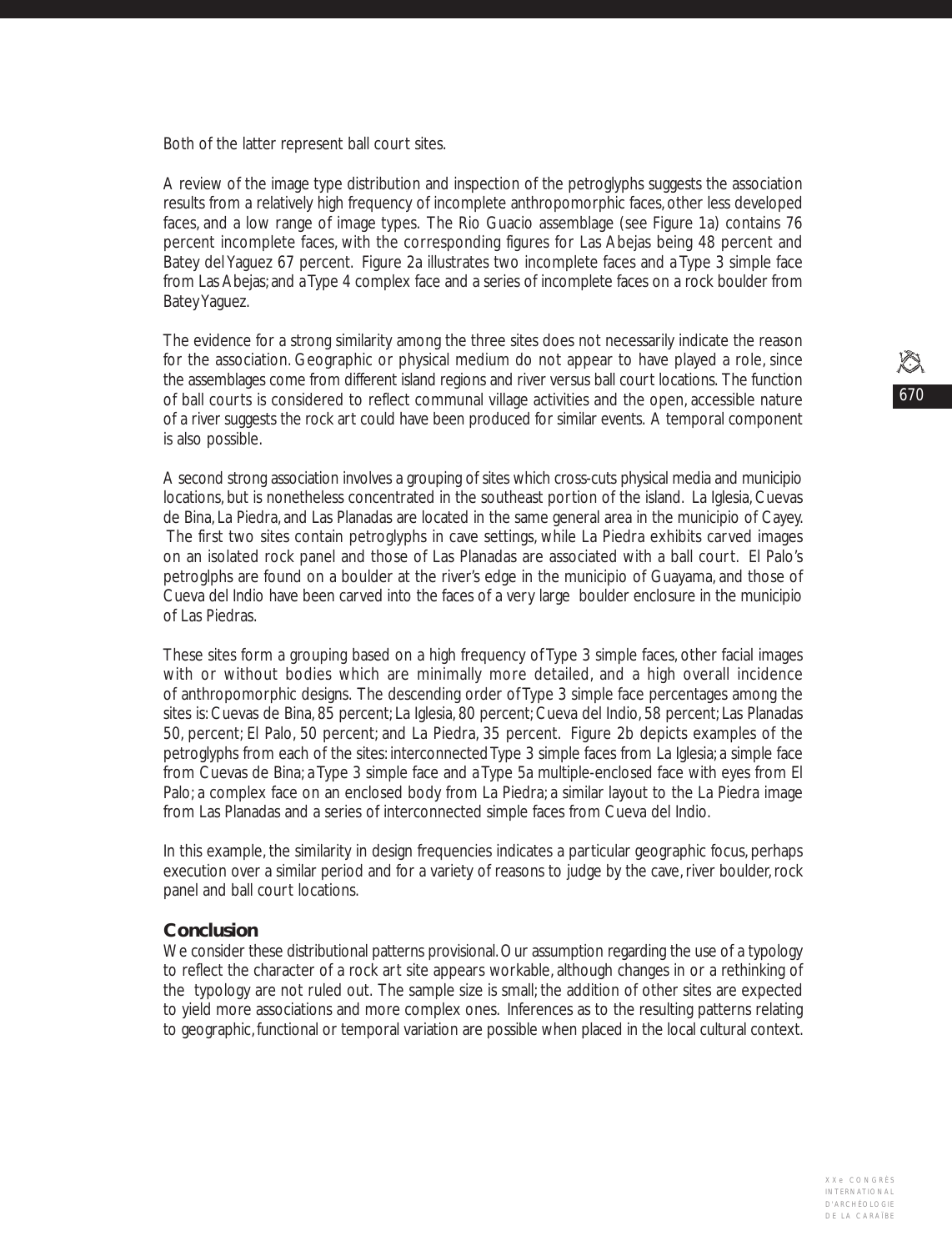Both of the latter represent ball court sites.

A review of the image type distribution and inspection of the petroglyphs suggests the association results from a relatively high frequency of incomplete anthropomorphic faces, other less developed faces, and a low range of image types. The Rio Guacio assemblage (see Figure 1a) contains 76 percent incomplete faces, with the corresponding figures for Las Abejas being 48 percent and Batey del Yaguez 67 percent. Figure 2a illustrates two incomplete faces and a Type 3 simple face from Las Abejas; and a Type 4 complex face and a series of incomplete faces on a rock boulder from Batey Yaguez.

The evidence for a strong similarity among the three sites does not necessarily indicate the reason for the association. Geographic or physical medium do not appear to have played a role, since the assemblages come from different island regions and river versus ball court locations. The function of ball courts is considered to reflect communal village activities and the open, accessible nature of a river suggests the rock art could have been produced for similar events. A temporal component is also possible.

A second strong association involves a grouping of sites which cross-cuts physical media and municipio locations, but is nonetheless concentrated in the southeast portion of the island. La Iglesia, Cuevas de Bina, La Piedra, and Las Planadas are located in the same general area in the municipio of Cayey. The first two sites contain petroglyphs in cave settings, while La Piedra exhibits carved images on an isolated rock panel and those of Las Planadas are associated with a ball court. El Palo's petroglphs are found on a boulder at the river's edge in the municipio of Guayama, and those of Cueva del Indio have been carved into the faces of a very large boulder enclosure in the municipio of Las Piedras.

These sites form a grouping based on a high frequency of Type 3 simple faces, other facial images with or without bodies which are minimally more detailed, and a high overall incidence of anthropomorphic designs. The descending order of Type 3 simple face percentages among the sites is: Cuevas de Bina, 85 percent; La Iglesia, 80 percent; Cueva del Indio, 58 percent; Las Planadas 50, percent; El Palo, 50 percent; and La Piedra, 35 percent. Figure 2b depicts examples of the petroglyphs from each of the sites: interconnected Type 3 simple faces from La Iglesia; a simple face from Cuevas de Bina; a Type 3 simple face and a Type 5a multiple-enclosed face with eyes from El Palo; a complex face on an enclosed body from La Piedra; a similar layout to the La Piedra image from Las Planadas and a series of interconnected simple faces from Cueva del Indio.

In this example, the similarity in design frequencies indicates a particular geographic focus, perhaps execution over a similar period and for a variety of reasons to judge by the cave, river boulder, rock panel and ball court locations.

## Conclusion

We consider these distributional patterns provisional. Our assumption regarding the use of a typology to reflect the character of a rock art site appears workable, although changes in or a rethinking of the typology are not ruled out. The sample size is small; the addition of other sites are expected to yield more associations and more complex ones. Inferences as to the resulting patterns relating to geographic, functional or temporal variation are possible when placed in the local cultural context.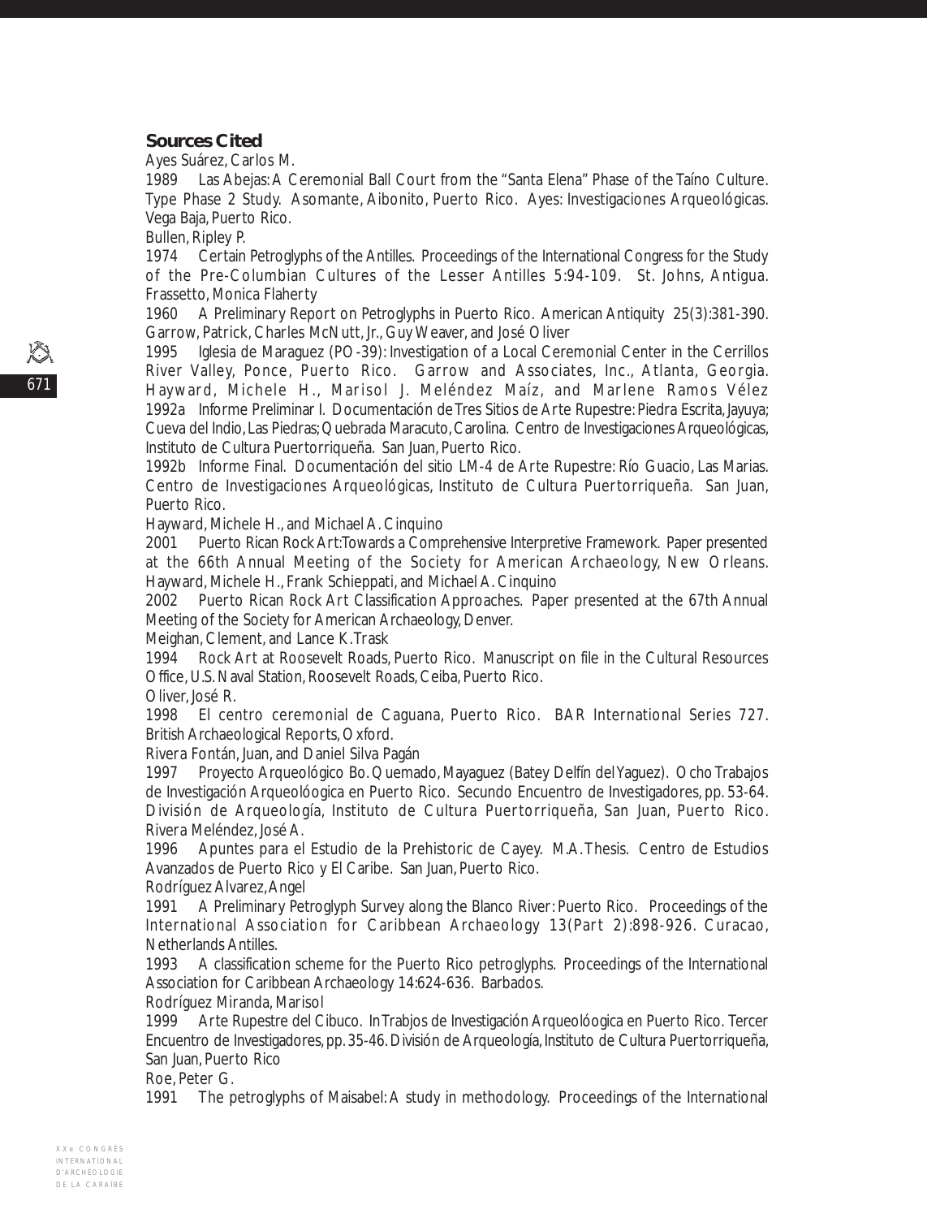## Sources Cited

Ayes Suárez, Carlos M.

1989 Las Abejas: A Ceremonial Ball Court from the "Santa Elena" Phase of the Taíno Culture. Type Phase 2 Study. Asomante, Aibonito, Puerto Rico. Ayes: Investigaciones Arqueológicas. Vega Baja, Puerto Rico.

Bullen, Ripley P.

1974 Certain Petroglyphs of the Antilles. Proceedings of the International Congress for the Study of the Pre-Columbian Cultures of the Lesser Antilles 5:94-109. St. Johns, Antigua.

Frassetto, Monica Flaherty

1960 A Preliminary Report on Petroglyphs in Puerto Rico. American Antiquity 25(3):381-390.

Garrow, Patrick, Charles McNutt, Jr., Guy Weaver, and José Oliver

1995 Iglesia de Maraguez (PO-39): Investigation of a Local Ceremonial Center in the Cerrillos River Valley, Ponce, Puerto Rico. Garrow and Associates, Inc., Atlanta, Georgia.

Hayward, Michele H., Marisol J. Meléndez Maíz, and Marlene Ramos Vélez

1992a Informe Preliminar I. Documentación de Tres Sitios de Arte Rupestre: Piedra Escrita, Jayuya; Cueva del Indio, Las Piedras; Quebrada Maracuto, Carolina. Centro de Investigaciones Arqueológicas, Instituto de Cultura Puertorriqueña. San Juan, Puerto Rico.

1992b Informe Final. Documentación del sitio LM-4 de Arte Rupestre: Río Guacio, Las Marias. Centro de Investigaciones Arqueológicas, Instituto de Cultura Puertorriqueña. San Juan, Puerto Rico.

Hayward, Michele H., and Michael A. Cinquino

2001 Puerto Rican Rock Art: Towards a Comprehensive Interpretive Framework. Paper presented at the 66th Annual Meeting of the Society for American Archaeology, New Orleans.

Hayward, Michele H., Frank Schieppati, and Michael A. Cinquino

2002 Puerto Rican Rock Art Classification Approaches. Paper presented at the 67th Annual Meeting of the Society for American Archaeology, Denver.

Meighan, Clement, and Lance K. Trask

1994 Rock Art at Roosevelt Roads, Puerto Rico. Manuscript on file in the Cultural Resources Office, U.S. Naval Station, Roosevelt Roads, Ceiba, Puerto Rico.

Oliver, José R.

1998 El centro ceremonial de Caguana, Puerto Rico. BAR International Series 727. British Archaeological Reports, Oxford.

Rivera Fontán, Juan, and Daniel Silva Pagán

1997 Proyecto Arqueológico Bo. Quemado, Mayaguez (Batey Delfín del Yaguez). Ocho Trabajos de Investigación Arqueolóogica en Puerto Rico. Secundo Encuentro de Investigadores, pp. 53-64. División de Arqueología, Instituto de Cultura Puertorriqueña, San Juan, Puerto Rico.

Rivera Meléndez, José A.

1996 Apuntes para el Estudio de la Prehistoric de Cayey. M.A. Thesis. Centro de Estudios Avanzados de Puerto Rico y El Caribe. San Juan, Puerto Rico.

Rodríguez Alvarez, Angel

1991 A Preliminary Petroglyph Survey along the Blanco River: Puerto Rico. Proceedings of the International Association for Caribbean Archaeology 13(Part 2):898-926. Curacao, Netherlands Antilles.

1993 A classification scheme for the Puerto Rico petroglyphs. Proceedings of the International Association for Caribbean Archaeology 14:624-636. Barbados.

Rodríguez Miranda, Marisol

1999 Arte Rupestre del Cibuco. In Trabjos de Investigación Arqueolóogica en Puerto Rico. Tercer Encuentro de Investigadores, pp. 35-46. División de Arqueología, Instituto de Cultura Puertorriqueña, San Juan, Puerto Rico

Roe, Peter G.

1991 The petroglyphs of Maisabel: A study in methodology. Proceedings of the International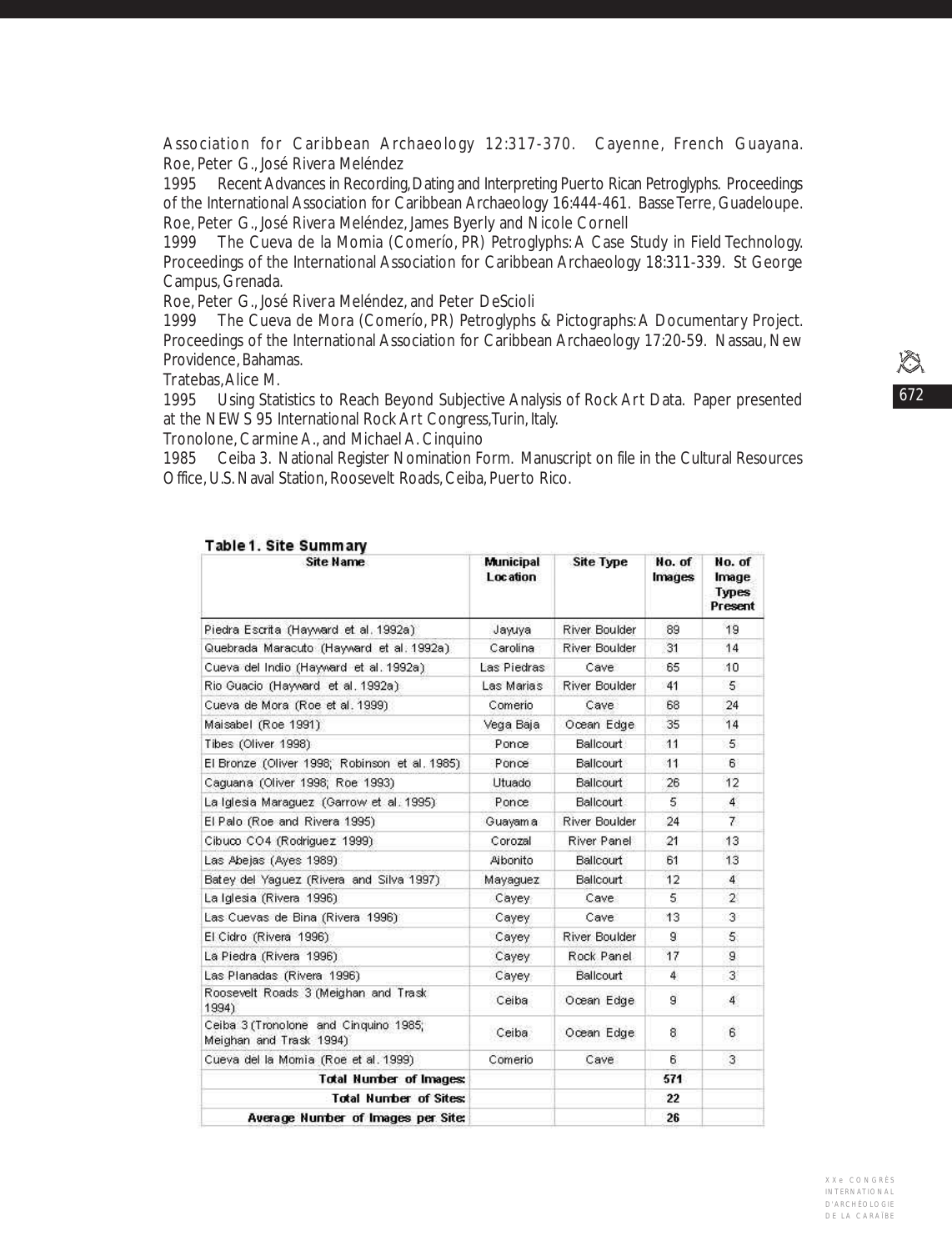Association for Caribbean Archaeology 12:317-370. Cayenne, French Guayana.

Roe, Peter G., José Rivera Meléndez

1995 Recent Advances in Recording, Dating and Interpreting Puerto Rican Petroglyphs. Proceedings of the International Association for Caribbean Archaeology 16:444-461. Basse Terre, Guadeloupe.

Roe, Peter G., José Rivera Meléndez, James Byerly and Nicole Cornell

1999 The Cueva de la Momia (Comerío, PR) Petroglyphs: A Case Study in Field Technology. Proceedings of the International Association for Caribbean Archaeology 18:311-339. St George Campus, Grenada.

Roe, Peter G., José Rivera Meléndez, and Peter DeScioli

1999 The Cueva de Mora (Comerío, PR) Petroglyphs & Pictographs: A Documentary Project. Proceedings of the International Association for Caribbean Archaeology 17:20-59. Nassau, New Providence, Bahamas.

Tratebas, Alice M.

1995 Using Statistics to Reach Beyond Subjective Analysis of Rock Art Data. Paper presented at the NEWS 95 International Rock Art Congress, Turin, Italy.

Tronolone, Carmine A., and Michael A. Cinquino

1985 Ceiba 3. National Register Nomination Form. Manuscript on file in the Cultural Resources Office, U.S. Naval Station, Roosevelt Roads, Ceiba, Puerto Rico.

**Table 1. Site Summary**

| Site Name | Municipal Location | Site Type | No. of Images | No. of Image Types Present |
|---|---|---|---|---|
| Piedra Escrita (Hayward et al. 1992a) | Jayuya | River Boulder | 89 | 19 |
| Quebrada Maracuto (Hayward et al. 1992a) | Carolina | River Boulder | 31 | 14 |
| Cueva del Indio (Hayward et al. 1992a) | Las Piedras | Cave | 65 | 10 |
| Rio Guacio (Hayward et al. 1992a) | Las Marias | River Boulder | 41 | 5 |
| Cueva de Mora (Roe et al. 1999) | Comerio | Cave | 68 | 24 |
| Maisabel (Roe 1991) | Vega Baja | Ocean Edge | 35 | 14 |
| Tibes (Oliver 1998) | Ponce | Ballcourt | 11 | 5 |
| El Bronze (Oliver 1998; Robinson et al. 1985) | Ponce | Ballcourt | 11 | 6 |
| Caguana (Oliver 1998; Roe 1993) | Utuado | Ballcourt | 26 | 12 |
| La Iglesia Maraguez (Garrow et al. 1995) | Ponce | Ballcourt | 5 | 4 |
| El Palo (Roe and Rivera 1995) | Guayama | River Boulder | 24 | 7 |
| Cibuco CO4 (Rodriguez 1999) | Corozal | River Panel | 21 | 13 |
| Las Abejas (Ayes 1989) | Aibonito | Ballcourt | 61 | 13 |
| Batey del Yaguez (Rivera and Silva 1997) | Mayaguez | Ballcourt | 12 | 4 |
| La Iglesia (Rivera 1996) | Cayey | Cave | 5 | 2 |
| Las Cuevas de Bina (Rivera 1996) | Cayey | Cave | 13 | 3 |
| El Cidro (Rivera 1996) | Cayey | River Boulder | 9 | 5 |
| La Piedra (Rivera 1996) | Cayey | Rock Panel | 17 | 9 |
| Las Planadas (Rivera 1996) | Cayey | Ballcourt | 4 | 3 |
| Roosevelt Roads 3 (Meighan and Trask 1994) | Ceiba | Ocean Edge | 9 | 4 |
| Ceiba 3 (Tronolone and Cinquino 1985; Meighan and Trask 1994) | Ceiba | Ocean Edge | 8 | 6 |
| Cueva del la Momia (Roe et al. 1999) | Comerio | Cave | 6 | 3 |
| **Total Number of Images:** | | | **571** | |
| **Total Number of Sites:** | | | **22** | |
| **Average Number of Images per Site:** | | | **26** | |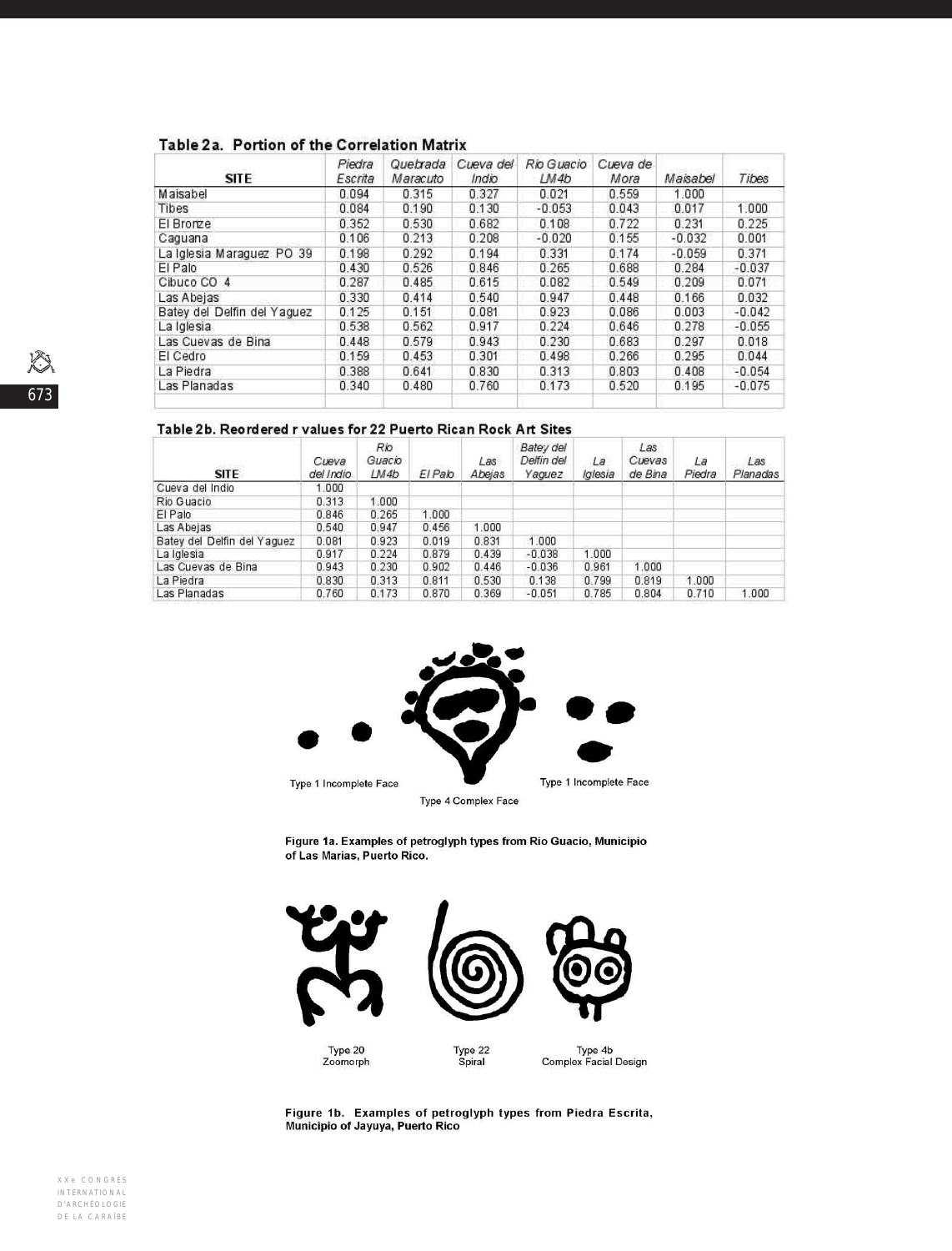**Table 2a. Portion of the Correlation Matrix**

| SITE | Piedra Escrita | Quebrada Maracuto | Cueva del Indio | Rio Guacio LM4b | Cueva de Mora | Maisabel | Tibes |
|---|---|---|---|---|---|---|---|
| Maisabel | 0.094 | 0.315 | 0.327 | 0.021 | 0.559 | 1.000 | |
| Tibes | 0.084 | 0.190 | 0.130 | -0.053 | 0.043 | 0.017 | 1.000 |
| El Bronze | 0.352 | 0.530 | 0.682 | 0.108 | 0.722 | 0.231 | 0.225 |
| Caguana | 0.106 | 0.213 | 0.208 | -0.020 | 0.155 | -0.032 | 0.001 |
| La Iglesia Maraguez PO 39 | 0.198 | 0.292 | 0.194 | 0.331 | 0.174 | -0.059 | 0.371 |
| El Palo | 0.430 | 0.526 | 0.846 | 0.265 | 0.688 | 0.284 | -0.037 |
| Cibuco CO 4 | 0.287 | 0.485 | 0.615 | 0.082 | 0.549 | 0.209 | 0.071 |
| Las Abejas | 0.330 | 0.414 | 0.540 | 0.947 | 0.448 | 0.166 | 0.032 |
| Batey del Delfin del Yaguez | 0.125 | 0.151 | 0.081 | 0.923 | 0.086 | 0.003 | -0.042 |
| La Iglesia | 0.538 | 0.562 | 0.917 | 0.224 | 0.646 | 0.278 | -0.055 |
| Las Cuevas de Bina | 0.448 | 0.579 | 0.943 | 0.230 | 0.683 | 0.297 | 0.018 |
| El Cedro | 0.159 | 0.453 | 0.301 | 0.498 | 0.266 | 0.295 | 0.044 |
| La Piedra | 0.388 | 0.641 | 0.830 | 0.313 | 0.803 | 0.408 | -0.054 |
| Las Planadas | 0.340 | 0.480 | 0.760 | 0.173 | 0.520 | 0.195 | -0.075 |

**Table 2b. Reordered r values for 22 Puerto Rican Rock Art Sites**

| SITE | Cueva del Indio | Rio Guacio LM4b | El Palo | Las Abejas | Batey del Delfin del Yaguez | La Iglesia | Las Cuevas de Bina | La Piedra | Las Planadas |
|---|---|---|---|---|---|---|---|---|---|
| Cueva del Indio | 1.000 | | | | | | | | |
| Rio Guacio | 0.313 | 1.000 | | | | | | | |
| El Palo | 0.846 | 0.265 | 1.000 | | | | | | |
| Las Abejas | 0.540 | 0.947 | 0.456 | 1.000 | | | | | |
| Batey del Delfin del Yaguez | 0.081 | 0.923 | 0.019 | 0.831 | 1.000 | | | | |
| La Iglesia | 0.917 | 0.224 | 0.879 | 0.439 | -0.038 | 1.000 | | | |
| Las Cuevas de Bina | 0.943 | 0.230 | 0.902 | 0.446 | -0.036 | 0.961 | 1.000 | | |
| La Piedra | 0.830 | 0.313 | 0.811 | 0.530 | 0.138 | 0.799 | 0.819 | 1.000 | |
| Las Planadas | 0.760 | 0.173 | 0.870 | 0.369 | -0.051 | 0.785 | 0.804 | 0.710 | 1.000 |

Type 1 Incomplete Face

Type 4 Complex Face

Type 1 Incomplete Face

**Figure 1a. Examples of petroglyph types from Rio Guacio, Municipio of Las Marias, Puerto Rico.**

Type 20 Zoomorph

Type 22 Spiral

Type 4b Complex Facial Design

**Figure 1b. Examples of petroglyph types from Piedra Escrita, Municipio of Jayuya, Puerto Rico**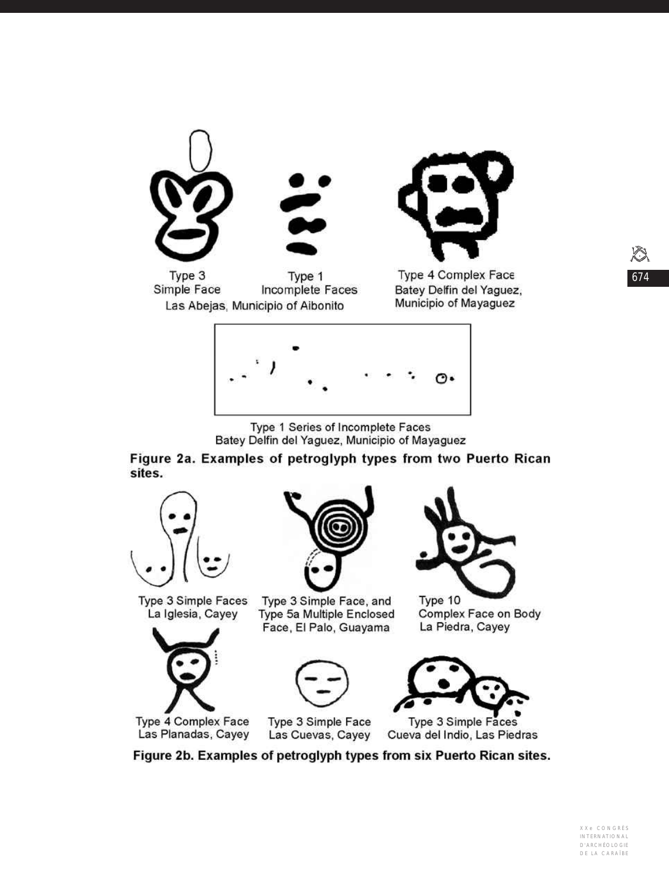Type 3
Simple Face

Type 1
Incomplete Faces

Las Abejas, Municipio of Aibonito

Type 4 Complex Face
Batey Delfin del Yaguez,
Municipio of Mayaguez

Type 1 Series of Incomplete Faces
Batey Delfin del Yaguez, Municipio of Mayaguez

**Figure 2a. Examples of petroglyph types from two Puerto Rican sites.**

Type 3 Simple Faces
La Iglesia, Cayey

Type 3 Simple Face, and
Type 5a Multiple Enclosed
Face, El Palo, Guayama

Type 10
Complex Face on Body
La Piedra, Cayey

Type 4 Complex Face
Las Planadas, Cayey

Type 3 Simple Face
Las Cuevas, Cayey

Type 3 Simple Faces
Cueva del Indio, Las Piedras

**Figure 2b. Examples of petroglyph types from six Puerto Rican sites.**